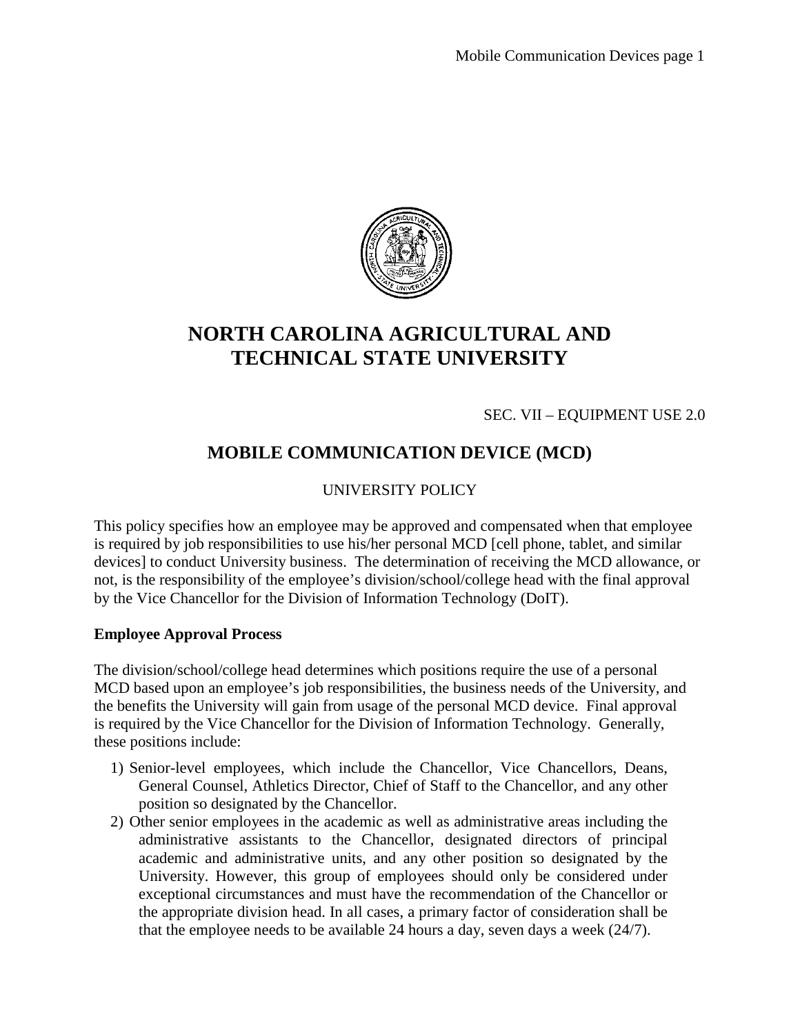# NORTH CAROLINA AGRICULTURAL AND TECHNICAL STATE UNIVERSITY

SEC. VII – EQUIPMENT USE 2.0

## MOBILE COMMUNICATION DEVICE (MCD)

UNIVERSITY POLICY

This policy specifies how an employee may be approved and compensated when that employee is required by job responsibilities to use his/her personal MCD [cell phone, tablet, and similar devices] to conduct University business. The determination of receiving the MCD allowance, or not, is the responsibility of the employee's division/school/college head with the final approval by the Vice Chancellor for the Division of Information Technology (DoIT).

**Employee Approval Process**

The division/school/college head determines which positions require the use of a personal MCD based upon an employee's job responsibilities, the business needs of the University, and the benefits the University will gain from usage of the personal MCD device. Final approval is required by the Vice Chancellor for the Division of Information Technology. Generally, these positions include:

1) Senior-level employees, which include the Chancellor, Vice Chancellors, Deans, General Counsel, Athletics Director, Chief of Staff to the Chancellor, and any other position so designated by the Chancellor.
2) Other senior employees in the academic as well as administrative areas including the administrative assistants to the Chancellor, designated directors of principal academic and administrative units, and any other position so designated by the University. However, this group of employees should only be considered under exceptional circumstances and must have the recommendation of the Chancellor or the appropriate division head. In all cases, a primary factor of consideration shall be that the employee needs to be available 24 hours a day, seven days a week (24/7).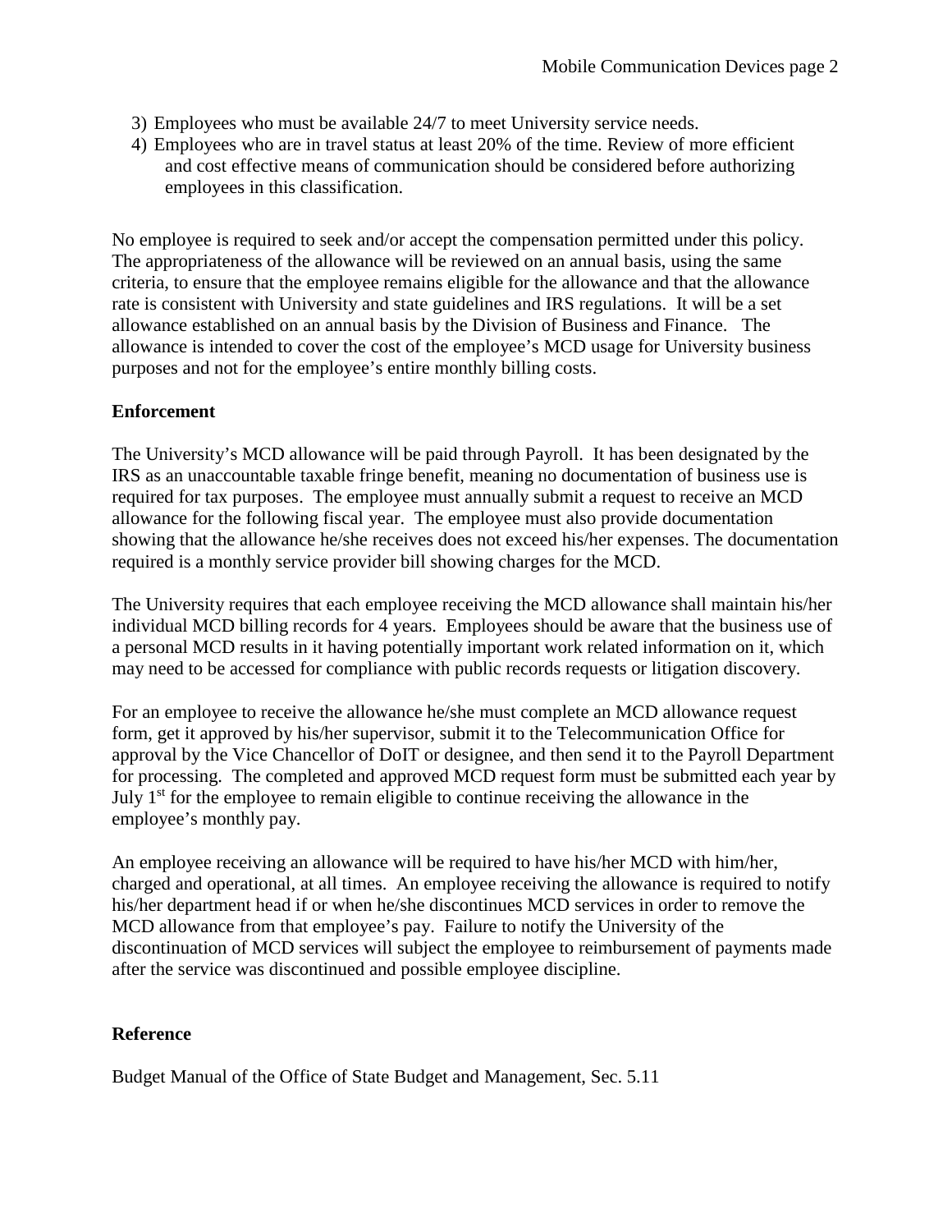3) Employees who must be available 24/7 to meet University service needs.
4) Employees who are in travel status at least 20% of the time. Review of more efficient and cost effective means of communication should be considered before authorizing employees in this classification.

No employee is required to seek and/or accept the compensation permitted under this policy. The appropriateness of the allowance will be reviewed on an annual basis, using the same criteria, to ensure that the employee remains eligible for the allowance and that the allowance rate is consistent with University and state guidelines and IRS regulations. It will be a set allowance established on an annual basis by the Division of Business and Finance. The allowance is intended to cover the cost of the employee's MCD usage for University business purposes and not for the employee's entire monthly billing costs.

**Enforcement**

The University's MCD allowance will be paid through Payroll. It has been designated by the IRS as an unaccountable taxable fringe benefit, meaning no documentation of business use is required for tax purposes. The employee must annually submit a request to receive an MCD allowance for the following fiscal year. The employee must also provide documentation showing that the allowance he/she receives does not exceed his/her expenses. The documentation required is a monthly service provider bill showing charges for the MCD.

The University requires that each employee receiving the MCD allowance shall maintain his/her individual MCD billing records for 4 years. Employees should be aware that the business use of a personal MCD results in it having potentially important work related information on it, which may need to be accessed for compliance with public records requests or litigation discovery.

For an employee to receive the allowance he/she must complete an MCD allowance request form, get it approved by his/her supervisor, submit it to the Telecommunication Office for approval by the Vice Chancellor of DoIT or designee, and then send it to the Payroll Department for processing. The completed and approved MCD request form must be submitted each year by July 1st for the employee to remain eligible to continue receiving the allowance in the employee's monthly pay.

An employee receiving an allowance will be required to have his/her MCD with him/her, charged and operational, at all times. An employee receiving the allowance is required to notify his/her department head if or when he/she discontinues MCD services in order to remove the MCD allowance from that employee's pay. Failure to notify the University of the discontinuation of MCD services will subject the employee to reimbursement of payments made after the service was discontinued and possible employee discipline.

**Reference**

Budget Manual of the Office of State Budget and Management, Sec. 5.11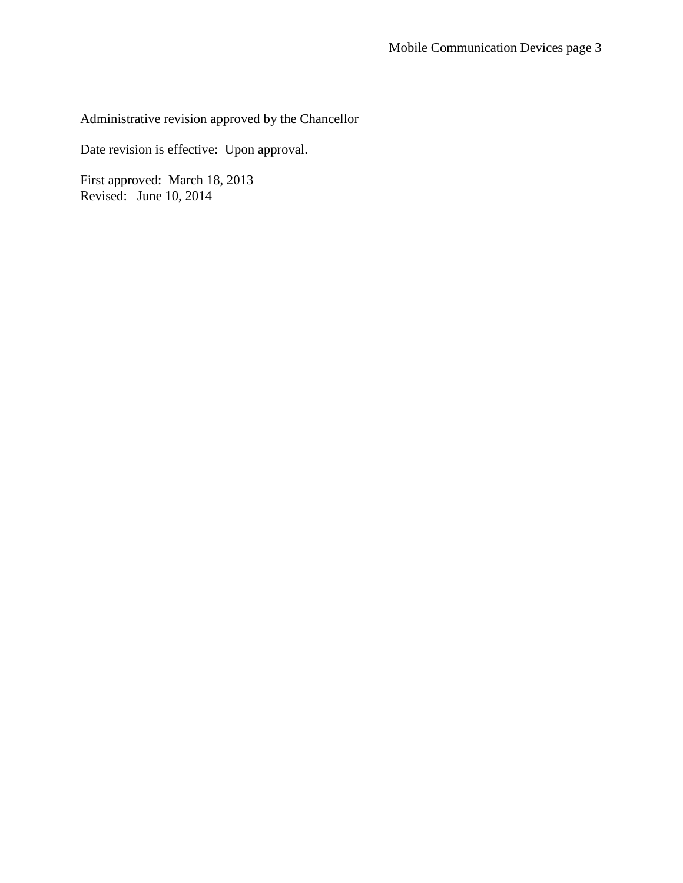Administrative revision approved by the Chancellor

Date revision is effective:  Upon approval.

First approved:  March 18, 2013
Revised:   June 10, 2014